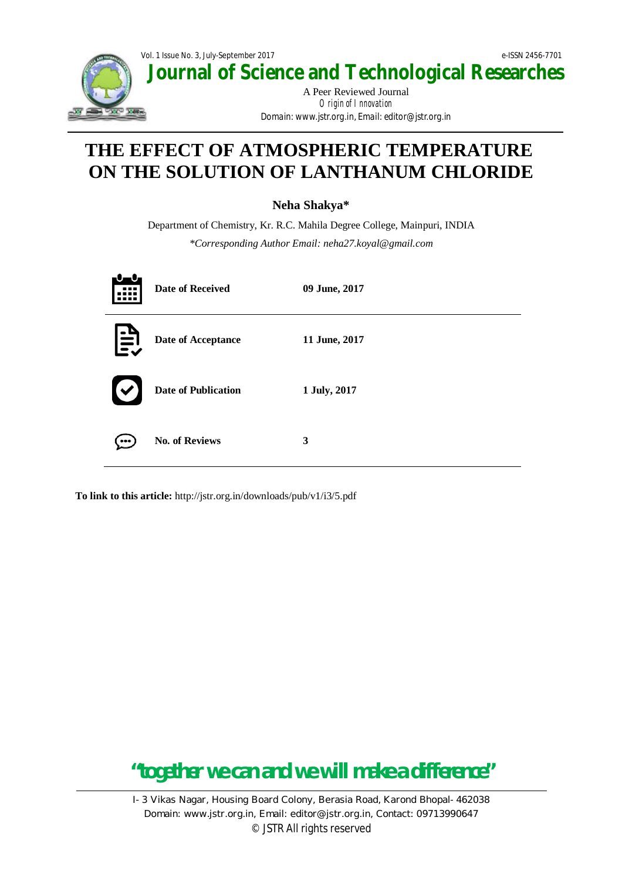Vol. 1 Issue No. 3, July-September 2017

e-ISSN 2456-7701

# Journal of Science and Technological Researches

A Peer Reviewed Journal

*Origin of Innovation*

Domain: www.jstr.org.in, Email: editor@jstr.org.in

# THE EFFECT OF ATMOSPHERIC TEMPERATURE ON THE SOLUTION OF LANTHANUM CHLORIDE

**Neha Shakya***

Department of Chemistry, Kr. R.C. Mahila Degree College, Mainpuri, INDIA

*\*Corresponding Author Email: neha27.koyal@gmail.com*

| | |
|---|---|
| **Date of Received** | **09 June, 2017** |
| **Date of Acceptance** | **11 June, 2017** |
| **Date of Publication** | **1 July, 2017** |
| **No. of Reviews** | **3** |

**To link to this article:** http://jstr.org.in/downloads/pub/v1/i3/5.pdf

**"together we can and we will make a difference"**

I- 3 Vikas Nagar, Housing Board Colony, Berasia Road, Karond Bhopal- 462038

Domain: www.jstr.org.in, Email: editor@jstr.org.in, Contact: 09713990647

© JSTR All rights reserved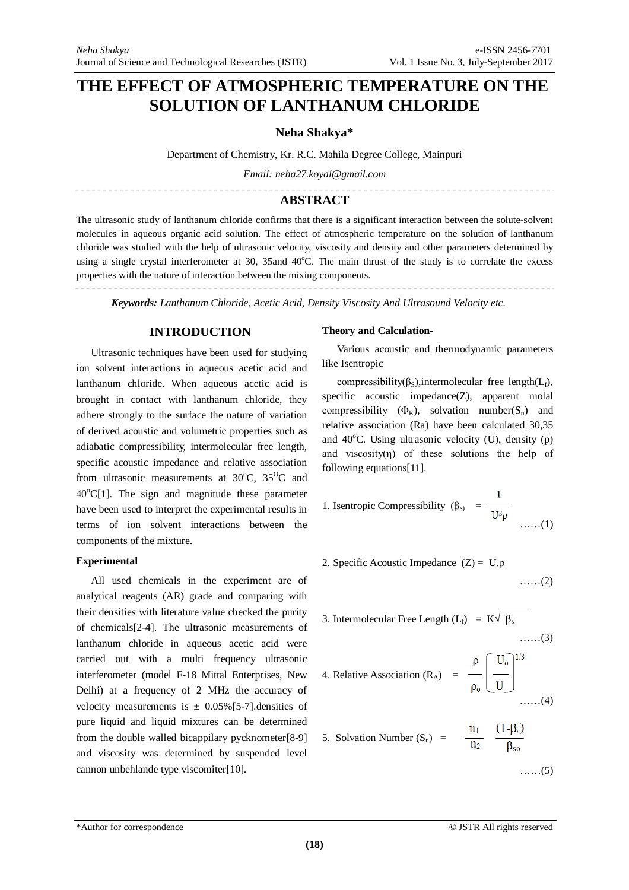# THE EFFECT OF ATMOSPHERIC TEMPERATURE ON THE SOLUTION OF LANTHANUM CHLORIDE

**Neha Shakya***

Department of Chemistry, Kr. R.C. Mahila Degree College, Mainpuri

*Email: neha27.koyal@gmail.com*

## ABSTRACT

The ultrasonic study of lanthanum chloride confirms that there is a significant interaction between the solute-solvent molecules in aqueous organic acid solution. The effect of atmospheric temperature on the solution of lanthanum chloride was studied with the help of ultrasonic velocity, viscosity and density and other parameters determined by using a single crystal interferometer at 30, 35and 40$^o$C. The main thrust of the study is to correlate the excess properties with the nature of interaction between the mixing components.

***Keywords:*** *Lanthanum Chloride, Acetic Acid, Density Viscosity And Ultrasound Velocity etc.*

## INTRODUCTION

Ultrasonic techniques have been used for studying ion solvent interactions in aqueous acetic acid and lanthanum chloride. When aqueous acetic acid is brought in contact with lanthanum chloride, they adhere strongly to the surface the nature of variation of derived acoustic and volumetric properties such as adiabatic compressibility, intermolecular free length, specific acoustic impedance and relative association from ultrasonic measurements at 30$^o$C, 35$^O$C and 40$^o$C[1]. The sign and magnitude these parameter have been used to interpret the experimental results in terms of ion solvent interactions between the components of the mixture.

### Experimental

All used chemicals in the experiment are of analytical reagents (AR) grade and comparing with their densities with literature value checked the purity of chemicals[2-4]. The ultrasonic measurements of lanthanum chloride in aqueous acetic acid were carried out with a multi frequency ultrasonic interferometer (model F-18 Mittal Enterprises, New Delhi) at a frequency of 2 MHz the accuracy of velocity measurements is ± 0.05%[5-7].densities of pure liquid and liquid mixtures can be determined from the double walled bicappilary pycknometer[8-9] and viscosity was determined by suspended level cannon unbehlande type viscomiter[10].

### Theory and Calculation-

Various acoustic and thermodynamic parameters like Isentropic

compressibility($\beta_S$),intermolecular free length($L_f$), specific acoustic impedance(Z), apparent molal compressibility ($\Phi_K$), solvation number($S_n$) and relative association (Ra) have been calculated 30,35 and 40$^o$C. Using ultrasonic velocity (U), density (p) and viscosity($\eta$) of these solutions the help of following equations[11].

1. Isentropic Compressibility ($\beta_s$)

$$\beta_s = \frac{1}{U^2\rho} \quad \text{......(1)}$$

2. Specific Acoustic Impedance (Z)

$$Z = U.\rho \quad \text{......(2)}$$

3. Intermolecular Free Length ($L_f$)

$$L_f = K\sqrt{\beta_s} \quad \text{......(3)}$$

4. Relative Association ($R_A$)

$$R_A = \frac{\rho}{\rho_o}\left[\frac{U_o}{U}\right]^{1/3} \quad \text{......(4)}$$

5. Solvation Number ($S_n$)

$$S_n = \frac{n_1}{n_2}\,\frac{(1-\beta_s)}{\beta_{so}} \quad \text{......(5)}$$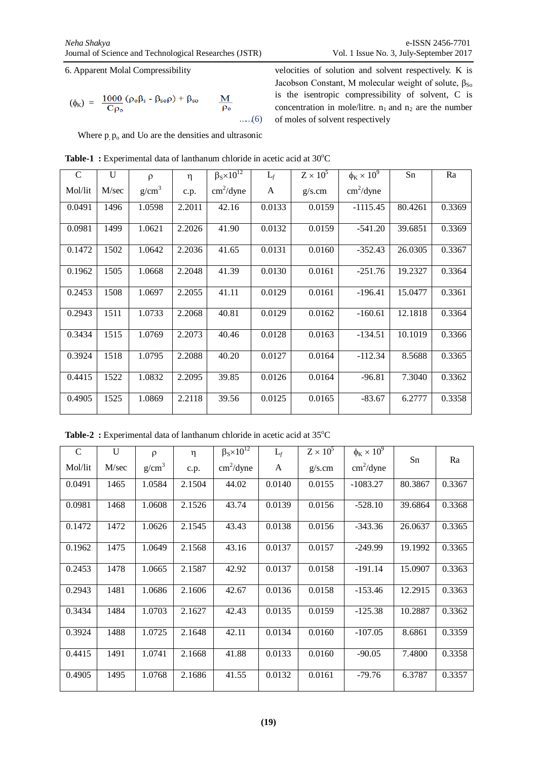6. Apparent Molal Compressibility

$$(\phi_K) = \frac{1000}{C\rho_o}(\rho_o\beta_s - \beta_{so}\rho) + \beta_{so} \quad \frac{M}{\rho_o} \quad \text{.....(6)}$$

Where $\rho$, $\rho_o$ and Uo are the densities and ultrasonic velocities of solution and solvent respectively. K is Jacobson Constant, M molecular weight of solute, $\beta_{so}$ is the isentropic compressibility of solvent, C is concentration in mole/litre. $n_1$ and $n_2$ are the number of moles of solvent respectively

**Table-1 :** Experimental data of lanthanum chloride in acetic acid at 30°C

| C Mol/lit | U M/sec | $\rho$ g/cm$^3$ | $\eta$ c.p. | $\beta_S\times10^{12}$ cm$^2$/dyne | $L_f$ A | $Z\times10^5$ g/s.cm | $\phi_K\times10^9$ cm$^2$/dyne | Sn | Ra |
|---|---|---|---|---|---|---|---|---|---|
| 0.0491 | 1496 | 1.0598 | 2.2011 | 42.16 | 0.0133 | 0.0159 | -1115.45 | 80.4261 | 0.3369 |
| 0.0981 | 1499 | 1.0621 | 2.2026 | 41.90 | 0.0132 | 0.0159 | -541.20 | 39.6851 | 0.3369 |
| 0.1472 | 1502 | 1.0642 | 2.2036 | 41.65 | 0.0131 | 0.0160 | -352.43 | 26.0305 | 0.3367 |
| 0.1962 | 1505 | 1.0668 | 2.2048 | 41.39 | 0.0130 | 0.0161 | -251.76 | 19.2327 | 0.3364 |
| 0.2453 | 1508 | 1.0697 | 2.2055 | 41.11 | 0.0129 | 0.0161 | -196.41 | 15.0477 | 0.3361 |
| 0.2943 | 1511 | 1.0733 | 2.2068 | 40.81 | 0.0129 | 0.0162 | -160.61 | 12.1818 | 0.3364 |
| 0.3434 | 1515 | 1.0769 | 2.2073 | 40.46 | 0.0128 | 0.0163 | -134.51 | 10.1019 | 0.3366 |
| 0.3924 | 1518 | 1.0795 | 2.2088 | 40.20 | 0.0127 | 0.0164 | -112.34 | 8.5688 | 0.3365 |
| 0.4415 | 1522 | 1.0832 | 2.2095 | 39.85 | 0.0126 | 0.0164 | -96.81 | 7.3040 | 0.3362 |
| 0.4905 | 1525 | 1.0869 | 2.2118 | 39.56 | 0.0125 | 0.0165 | -83.67 | 6.2777 | 0.3358 |

**Table-2 :** Experimental data of lanthanum chloride in acetic acid at 35°C

| C Mol/lit | U M/sec | $\rho$ g/cm$^3$ | $\eta$ c.p. | $\beta_S\times10^{12}$ cm$^2$/dyne | $L_f$ A | $Z\times10^5$ g/s.cm | $\phi_K\times10^9$ cm$^2$/dyne | Sn | Ra |
|---|---|---|---|---|---|---|---|---|---|
| 0.0491 | 1465 | 1.0584 | 2.1504 | 44.02 | 0.0140 | 0.0155 | -1083.27 | 80.3867 | 0.3367 |
| 0.0981 | 1468 | 1.0608 | 2.1526 | 43.74 | 0.0139 | 0.0156 | -528.10 | 39.6864 | 0.3368 |
| 0.1472 | 1472 | 1.0626 | 2.1545 | 43.43 | 0.0138 | 0.0156 | -343.36 | 26.0637 | 0.3365 |
| 0.1962 | 1475 | 1.0649 | 2.1568 | 43.16 | 0.0137 | 0.0157 | -249.99 | 19.1992 | 0.3365 |
| 0.2453 | 1478 | 1.0665 | 2.1587 | 42.92 | 0.0137 | 0.0158 | -191.14 | 15.0907 | 0.3363 |
| 0.2943 | 1481 | 1.0686 | 2.1606 | 42.67 | 0.0136 | 0.0158 | -153.46 | 12.2915 | 0.3363 |
| 0.3434 | 1484 | 1.0703 | 2.1627 | 42.43 | 0.0135 | 0.0159 | -125.38 | 10.2887 | 0.3362 |
| 0.3924 | 1488 | 1.0725 | 2.1648 | 42.11 | 0.0134 | 0.0160 | -107.05 | 8.6861 | 0.3359 |
| 0.4415 | 1491 | 1.0741 | 2.1668 | 41.88 | 0.0133 | 0.0160 | -90.05 | 7.4800 | 0.3358 |
| 0.4905 | 1495 | 1.0768 | 2.1686 | 41.55 | 0.0132 | 0.0161 | -79.76 | 6.3787 | 0.3357 |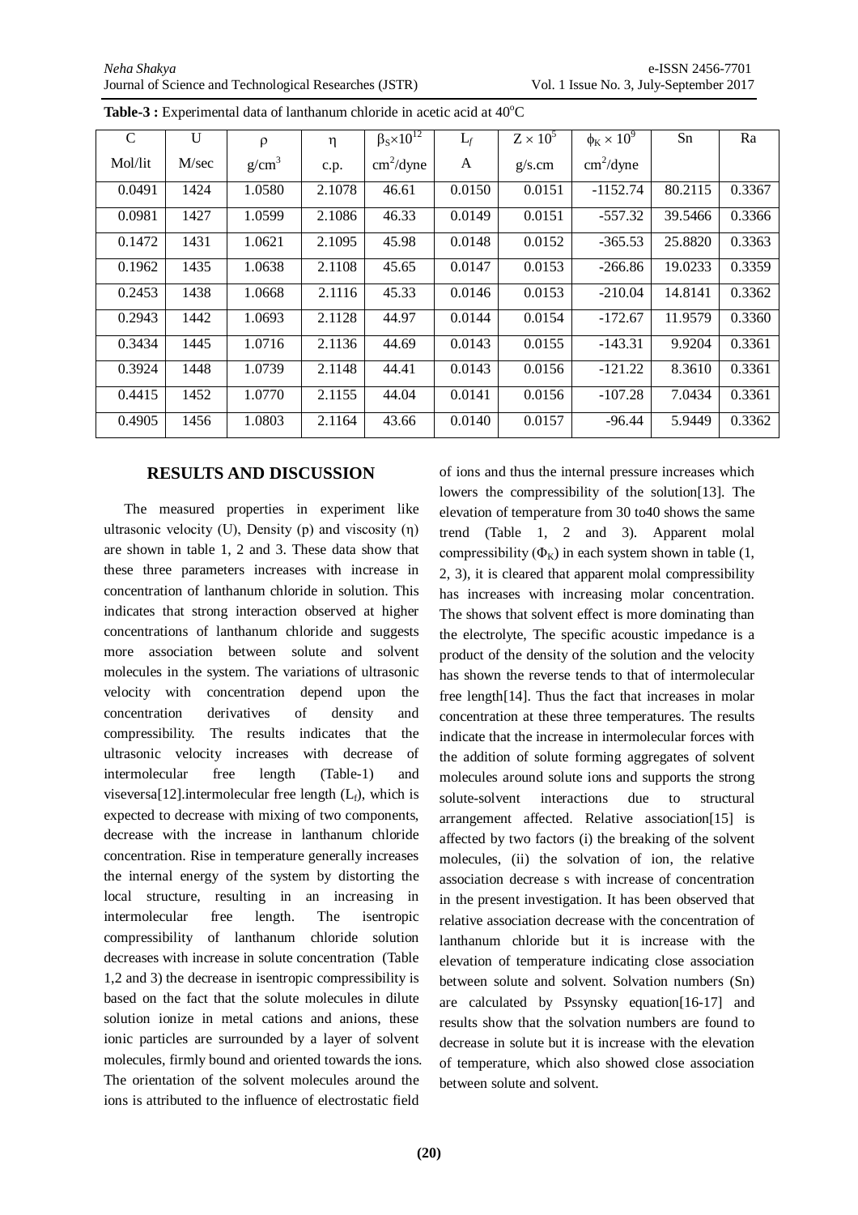**Table-3 :** Experimental data of lanthanum chloride in acetic acid at 40°C

| C | U | ρ | η | $\beta_S \times 10^{12}$ | $L_f$ | $Z \times 10^5$ | $\phi_K \times 10^9$ | Sn | Ra |
|---|---|---|---|---|---|---|---|---|---|
| Mol/lit | M/sec | g/cm$^3$ | c.p. | cm$^2$/dyne | A | g/s.cm | cm$^2$/dyne | | |
| 0.0491 | 1424 | 1.0580 | 2.1078 | 46.61 | 0.0150 | 0.0151 | -1152.74 | 80.2115 | 0.3367 |
| 0.0981 | 1427 | 1.0599 | 2.1086 | 46.33 | 0.0149 | 0.0151 | -557.32 | 39.5466 | 0.3366 |
| 0.1472 | 1431 | 1.0621 | 2.1095 | 45.98 | 0.0148 | 0.0152 | -365.53 | 25.8820 | 0.3363 |
| 0.1962 | 1435 | 1.0638 | 2.1108 | 45.65 | 0.0147 | 0.0153 | -266.86 | 19.0233 | 0.3359 |
| 0.2453 | 1438 | 1.0668 | 2.1116 | 45.33 | 0.0146 | 0.0153 | -210.04 | 14.8141 | 0.3362 |
| 0.2943 | 1442 | 1.0693 | 2.1128 | 44.97 | 0.0144 | 0.0154 | -172.67 | 11.9579 | 0.3360 |
| 0.3434 | 1445 | 1.0716 | 2.1136 | 44.69 | 0.0143 | 0.0155 | -143.31 | 9.9204 | 0.3361 |
| 0.3924 | 1448 | 1.0739 | 2.1148 | 44.41 | 0.0143 | 0.0156 | -121.22 | 8.3610 | 0.3361 |
| 0.4415 | 1452 | 1.0770 | 2.1155 | 44.04 | 0.0141 | 0.0156 | -107.28 | 7.0434 | 0.3361 |
| 0.4905 | 1456 | 1.0803 | 2.1164 | 43.66 | 0.0140 | 0.0157 | -96.44 | 5.9449 | 0.3362 |

## RESULTS AND DISCUSSION

The measured properties in experiment like ultrasonic velocity (U), Density (p) and viscosity (η) are shown in table 1, 2 and 3. These data show that these three parameters increases with increase in concentration of lanthanum chloride in solution. This indicates that strong interaction observed at higher concentrations of lanthanum chloride and suggests more association between solute and solvent molecules in the system. The variations of ultrasonic velocity with concentration depend upon the concentration derivatives of density and compressibility. The results indicates that the ultrasonic velocity increases with decrease of intermolecular free length (Table-1) and viseversa[12].intermolecular free length ($L_f$), which is expected to decrease with mixing of two components, decrease with the increase in lanthanum chloride concentration. Rise in temperature generally increases the internal energy of the system by distorting the local structure, resulting in an increasing in intermolecular free length. The isentropic compressibility of lanthanum chloride solution decreases with increase in solute concentration (Table 1,2 and 3) the decrease in isentropic compressibility is based on the fact that the solute molecules in dilute solution ionize in metal cations and anions, these ionic particles are surrounded by a layer of solvent molecules, firmly bound and oriented towards the ions. The orientation of the solvent molecules around the ions is attributed to the influence of electrostatic field of ions and thus the internal pressure increases which lowers the compressibility of the solution[13]. The elevation of temperature from 30 to40 shows the same trend (Table 1, 2 and 3). Apparent molal compressibility ($\Phi_K$) in each system shown in table (1, 2, 3), it is cleared that apparent molal compressibility has increases with increasing molar concentration. The shows that solvent effect is more dominating than the electrolyte, The specific acoustic impedance is a product of the density of the solution and the velocity has shown the reverse tends to that of intermolecular free length[14]. Thus the fact that increases in molar concentration at these three temperatures. The results indicate that the increase in intermolecular forces with the addition of solute forming aggregates of solvent molecules around solute ions and supports the strong solute-solvent interactions due to structural arrangement affected. Relative association[15] is affected by two factors (i) the breaking of the solvent molecules, (ii) the solvation of ion, the relative association decrease s with increase of concentration in the present investigation. It has been observed that relative association decrease with the concentration of lanthanum chloride but it is increase with the elevation of temperature indicating close association between solute and solvent. Solvation numbers (Sn) are calculated by Pssynsky equation[16-17] and results show that the solvation numbers are found to decrease in solute but it is increase with the elevation of temperature, which also showed close association between solute and solvent.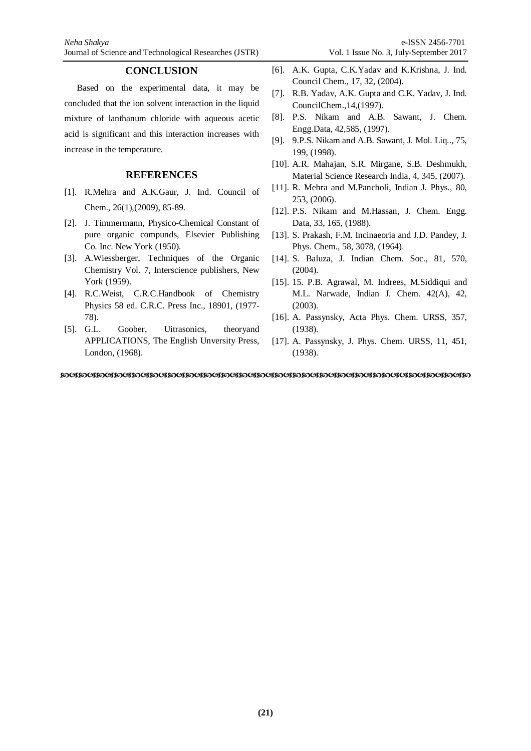## CONCLUSION

Based on the experimental data, it may be concluded that the ion solvent interaction in the liquid mixture of lanthanum chloride with aqueous acetic acid is significant and this interaction increases with increase in the temperature.

## REFERENCES

[1]. R.Mehra and A.K.Gaur, J. Ind. Council of Chem., 26(1),(2009), 85-89.

[2]. J. Timmermann, Physico-Chemical Constant of pure organic compunds, Elsevier Publishing Co. Inc. New York (1950).

[3]. A.Wiessberger, Techniques of the Organic Chemistry Vol. 7, Interscience publishers, New York (1959).

[4]. R.C.Weist, C.R.C.Handbook of Chemistry Physics 58 ed. C.R.C. Press Inc., 18901, (1977-78).

[5]. G.L. Goober, Uitrasonics, theoryand APPLICATIONS, The English Unversity Press, London, (1968).

[6]. A.K. Gupta, C.K.Yadav and K.Krishna, J. Ind. Council Chem., 17, 32, (2004).

[7]. R.B. Yadav, A.K. Gupta and C.K. Yadav, J. Ind. CouncilChem.,14,(1997).

[8]. P.S. Nikam and A.B. Sawant, J. Chem. Engg.Data, 42,585, (1997).

[9]. 9.P.S. Nikam and A.B. Sawant, J. Mol. Liq.., 75, 199, (1998).

[10]. A.R. Mahajan, S.R. Mirgane, S.B. Deshmukh, Material Science Research India, 4, 345, (2007).

[11]. R. Mehra and M.Pancholi, Indian J. Phys., 80, 253, (2006).

[12]. P.S. Nikam and M.Hassan, J. Chem. Engg. Data, 33, 165, (1988).

[13]. S. Prakash, F.M. Incinaeoria and J.D. Pandey, J. Phys. Chem., 58, 3078, (1964).

[14]. S. Baluza, J. Indian Chem. Soc., 81, 570, (2004).

[15]. 15. P.B. Agrawal, M. Indrees, M.Siddiqui and M.L. Narwade, Indian J. Chem. 42(A), 42, (2003).

[16]. A. Passynsky, Acta Phys. Chem. URSS, 357, (1938).

[17]. A. Passynsky, J. Phys. Chem. URSS, 11, 451, (1938).